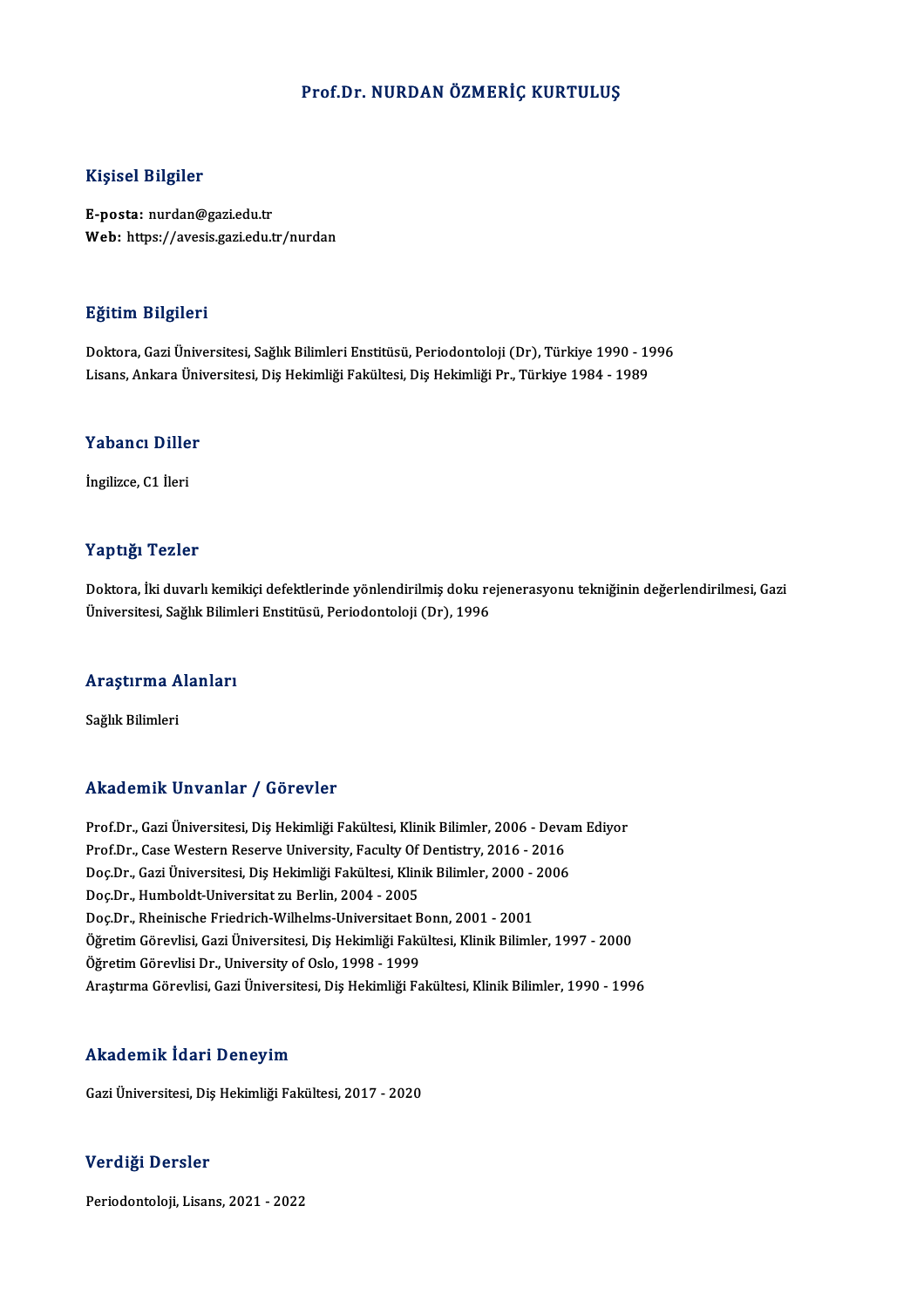# Prof.Dr. NURDAN ÖZMERİÇ KURTULUŞ

## Kişisel Bilgiler

**E-posta:** nurdan@gazi.edu.tr
**Web:** https://avesis.gazi.edu.tr/nurdan

## Eğitim Bilgileri

Doktora, Gazi Üniversitesi, Sağlık Bilimleri Enstitüsü, Periodontoloji (Dr), Türkiye 1990 - 1996
Lisans, Ankara Üniversitesi, Diş Hekimliği Fakültesi, Diş Hekimliği Pr., Türkiye 1984 - 1989

## Yabancı Diller

İngilizce, C1 İleri

## Yaptığı Tezler

Doktora, İki duvarlı kemikiçi defektlerinde yönlendirilmiş doku rejenerasyonu tekniğinin değerlendirilmesi, Gazi Üniversitesi, Sağlık Bilimleri Enstitüsü, Periodontoloji (Dr), 1996

## Araştırma Alanları

Sağlık Bilimleri

## Akademik Unvanlar / Görevler

Prof.Dr., Gazi Üniversitesi, Diş Hekimliği Fakültesi, Klinik Bilimler, 2006 - Devam Ediyor
Prof.Dr., Case Western Reserve University, Faculty Of Dentistry, 2016 - 2016
Doç.Dr., Gazi Üniversitesi, Diş Hekimliği Fakültesi, Klinik Bilimler, 2000 - 2006
Doç.Dr., Humboldt-Universitat zu Berlin, 2004 - 2005
Doç.Dr., Rheinische Friedrich-Wilhelms-Universitaet Bonn, 2001 - 2001
Öğretim Görevlisi, Gazi Üniversitesi, Diş Hekimliği Fakültesi, Klinik Bilimler, 1997 - 2000
Öğretim Görevlisi Dr., University of Oslo, 1998 - 1999
Araştırma Görevlisi, Gazi Üniversitesi, Diş Hekimliği Fakültesi, Klinik Bilimler, 1990 - 1996

## Akademik İdari Deneyim

Gazi Üniversitesi, Diş Hekimliği Fakültesi, 2017 - 2020

## Verdiği Dersler

Periodontoloji, Lisans, 2021 - 2022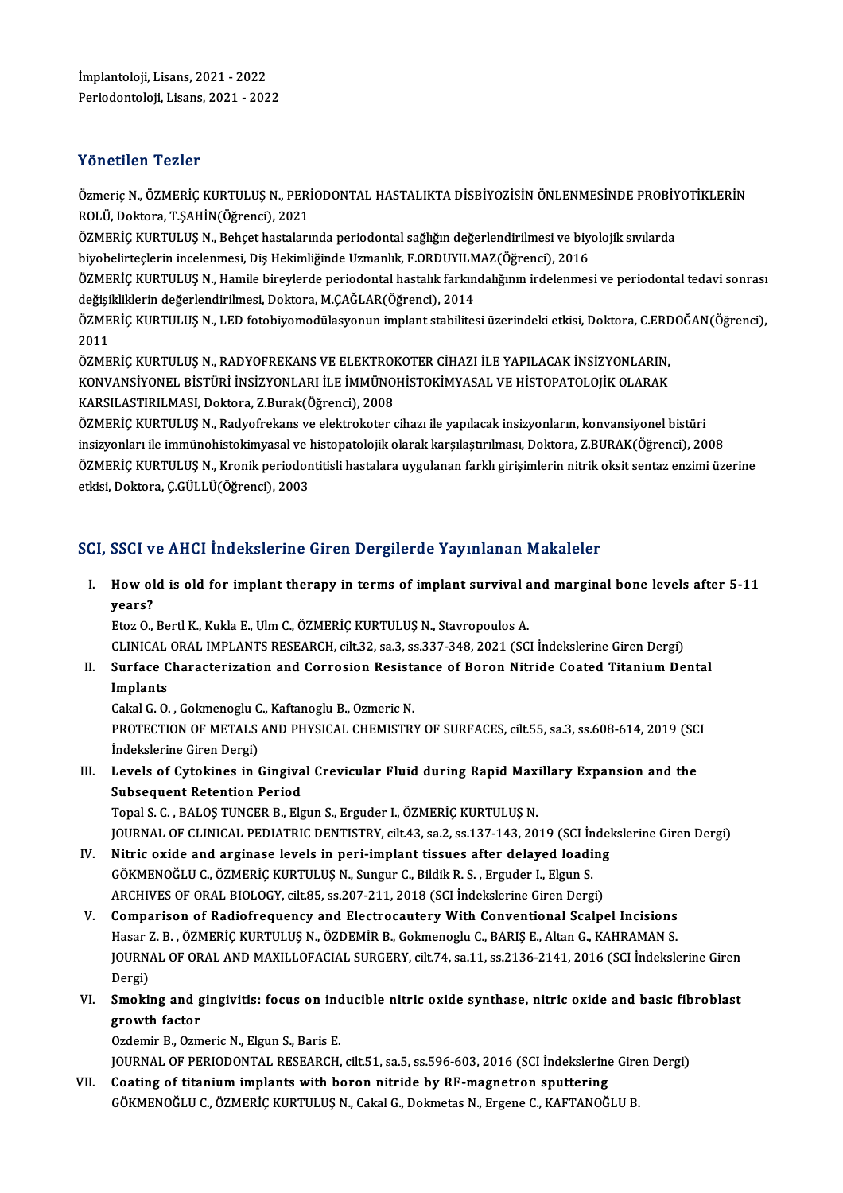İmplantoloji, Lisans, 2021 - 2022
Periodontoloji, Lisans, 2021 - 2022

## Yönetilen Tezler

Özmeriç N., ÖZMERİÇ KURTULUŞ N., PERİODONTAL HASTALIKTA DİSBİYOZİSİN ÖNLENMESİNDE PROBİYOTİKLERİN ROLÜ, Doktora, T.ŞAHİN(Öğrenci), 2021

ÖZMERİÇ KURTULUŞ N., Behçet hastalarında periodontal sağlığın değerlendirilmesi ve biyolojik sıvılarda biyobelirteçlerin incelenmesi, Diş Hekimliğinde Uzmanlık, F.ORDUYILMAZ(Öğrenci), 2016

ÖZMERİÇ KURTULUŞ N., Hamile bireylerde periodontal hastalık farkındalığının irdelenmesi ve periodontal tedavi sonrası değişikliklerin değerlendirilmesi, Doktora, M.ÇAĞLAR(Öğrenci), 2014

ÖZMERİÇ KURTULUŞ N., LED fotobiyomodülasyonun implant stabilitesi üzerindeki etkisi, Doktora, C.ERDOĞAN(Öğrenci), 2011

ÖZMERİÇ KURTULUŞ N., RADYOFREKANS VE ELEKTROKOTER CİHAZI İLE YAPILACAK İNSİZYONLARIN, KONVANSİYONEL BİSTÜRİ İNSİZYONLARI İLE İMMÜNOHİSTOKİMYASAL VE HİSTOPATOLOJİK OLARAK KARSILASTIRILMASI, Doktora, Z.Burak(Öğrenci), 2008

ÖZMERİÇ KURTULUŞ N., Radyofrekans ve elektrokoter cihazı ile yapılacak insizyonların, konvansiyonel bistüri insizyonları ile immünohistokimyasal ve histopatolojik olarak karşılaştırılması, Doktora, Z.BURAK(Öğrenci), 2008

ÖZMERİÇ KURTULUŞ N., Kronik periodontitisli hastalara uygulanan farklı girişimlerin nitrik oksit sentaz enzimi üzerine etkisi, Doktora, Ç.GÜLLÜ(Öğrenci), 2003

## SCI, SSCI ve AHCI İndekslerine Giren Dergilerde Yayınlanan Makaleler

I. **How old is old for implant therapy in terms of implant survival and marginal bone levels after 5-11 years?**
Etoz O., Bertl K., Kukla E., Ulm C., ÖZMERİÇ KURTULUŞ N., Stavropoulos A.
CLINICAL ORAL IMPLANTS RESEARCH, cilt.32, sa.3, ss.337-348, 2021 (SCI İndekslerine Giren Dergi)

II. **Surface Characterization and Corrosion Resistance of Boron Nitride Coated Titanium Dental Implants**
Cakal G. O. , Gokmenoglu C., Kaftanoglu B., Ozmeric N.
PROTECTION OF METALS AND PHYSICAL CHEMISTRY OF SURFACES, cilt.55, sa.3, ss.608-614, 2019 (SCI İndekslerine Giren Dergi)

III. **Levels of Cytokines in Gingival Crevicular Fluid during Rapid Maxillary Expansion and the Subsequent Retention Period**
Topal S. C. , BALOŞ TUNCER B., Elgun S., Erguder I., ÖZMERİÇ KURTULUŞ N.
JOURNAL OF CLINICAL PEDIATRIC DENTISTRY, cilt.43, sa.2, ss.137-143, 2019 (SCI İndekslerine Giren Dergi)

IV. **Nitric oxide and arginase levels in peri-implant tissues after delayed loading**
GÖKMENOĞLU C., ÖZMERİÇ KURTULUŞ N., Sungur C., Bildik R. S. , Erguder I., Elgun S.
ARCHIVES OF ORAL BIOLOGY, cilt.85, ss.207-211, 2018 (SCI İndekslerine Giren Dergi)

V. **Comparison of Radiofrequency and Electrocautery With Conventional Scalpel Incisions**
Hasar Z. B. , ÖZMERİÇ KURTULUŞ N., ÖZDEMİR B., Gokmenoglu C., BARIŞ E., Altan G., KAHRAMAN S.
JOURNAL OF ORAL AND MAXILLOFACIAL SURGERY, cilt.74, sa.11, ss.2136-2141, 2016 (SCI İndekslerine Giren Dergi)

VI. **Smoking and gingivitis: focus on inducible nitric oxide synthase, nitric oxide and basic fibroblast growth factor**
Ozdemir B., Ozmeric N., Elgun S., Baris E.
JOURNAL OF PERIODONTAL RESEARCH, cilt.51, sa.5, ss.596-603, 2016 (SCI İndekslerine Giren Dergi)

VII. **Coating of titanium implants with boron nitride by RF-magnetron sputtering**
GÖKMENOĞLU C., ÖZMERİÇ KURTULUŞ N., Cakal G., Dokmetas N., Ergene C., KAFTANOĞLU B.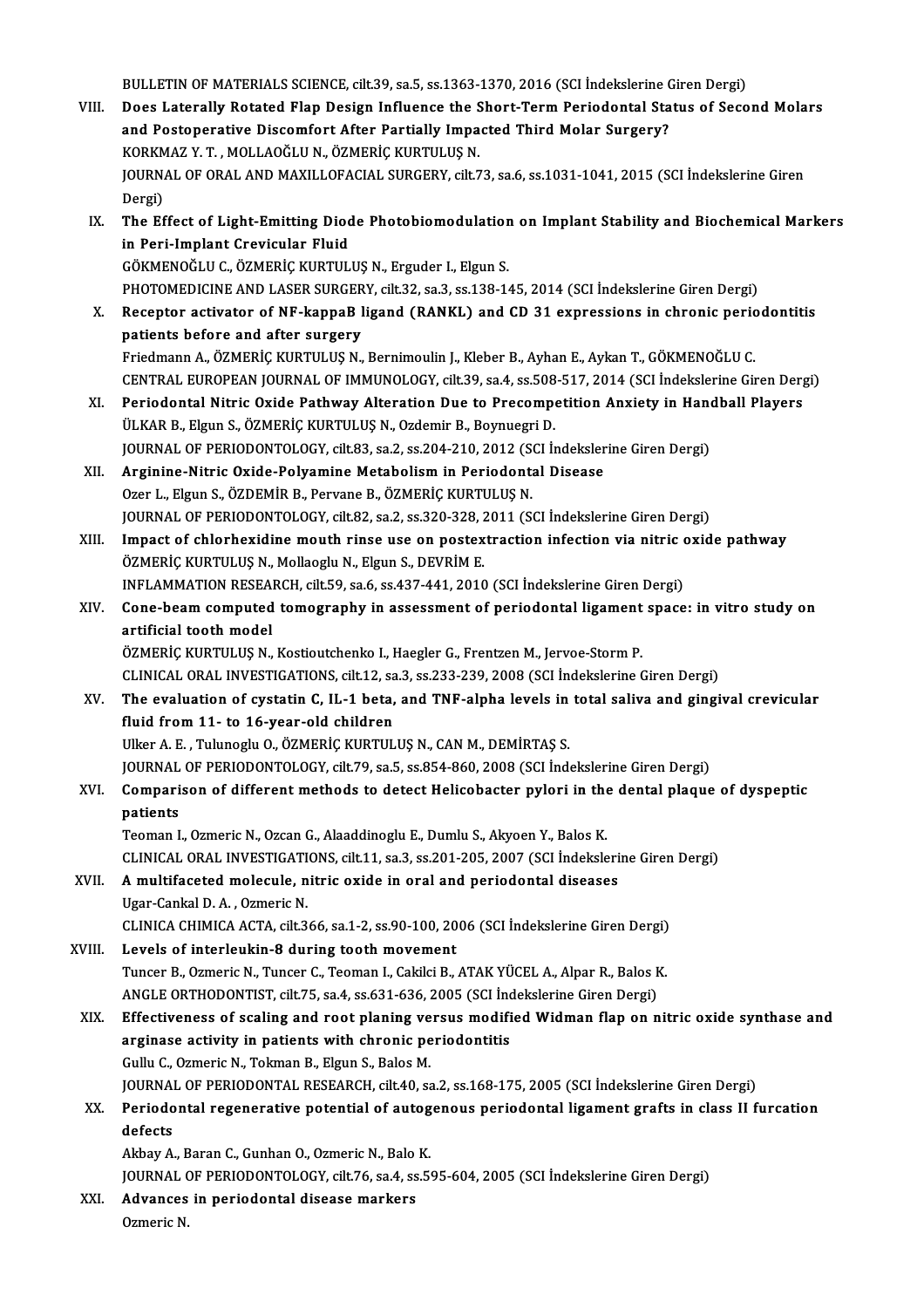BULLETIN OF MATERIALS SCIENCE, cilt.39, sa.5, ss.1363-1370, 2016 (SCI İndekslerine Giren Dergi)

VIII. **Does Laterally Rotated Flap Design Influence the Short-Term Periodontal Status of Second Molars and Postoperative Discomfort After Partially Impacted Third Molar Surgery?**
KORKMAZ Y. T. , MOLLAOĞLU N., ÖZMERİÇ KURTULUŞ N.
JOURNAL OF ORAL AND MAXILLOFACIAL SURGERY, cilt.73, sa.6, ss.1031-1041, 2015 (SCI İndekslerine Giren Dergi)

IX. **The Effect of Light-Emitting Diode Photobiomodulation on Implant Stability and Biochemical Markers in Peri-Implant Crevicular Fluid**
GÖKMENOĞLU C., ÖZMERİÇ KURTULUŞ N., Erguder I., Elgun S.
PHOTOMEDICINE AND LASER SURGERY, cilt.32, sa.3, ss.138-145, 2014 (SCI İndekslerine Giren Dergi)

X. **Receptor activator of NF-kappaB ligand (RANKL) and CD 31 expressions in chronic periodontitis patients before and after surgery**
Friedmann A., ÖZMERİÇ KURTULUŞ N., Bernimoulin J., Kleber B., Ayhan E., Aykan T., GÖKMENOĞLU C.
CENTRAL EUROPEAN JOURNAL OF IMMUNOLOGY, cilt.39, sa.4, ss.508-517, 2014 (SCI İndekslerine Giren Dergi)

XI. **Periodontal Nitric Oxide Pathway Alteration Due to Precompetition Anxiety in Handball Players**
ÜLKAR B., Elgun S., ÖZMERİÇ KURTULUŞ N., Ozdemir B., Boynuegri D.
JOURNAL OF PERIODONTOLOGY, cilt.83, sa.2, ss.204-210, 2012 (SCI İndekslerine Giren Dergi)

XII. **Arginine-Nitric Oxide-Polyamine Metabolism in Periodontal Disease**
Ozer L., Elgun S., ÖZDEMİR B., Pervane B., ÖZMERİÇ KURTULUŞ N.
JOURNAL OF PERIODONTOLOGY, cilt.82, sa.2, ss.320-328, 2011 (SCI İndekslerine Giren Dergi)

XIII. **Impact of chlorhexidine mouth rinse use on postextraction infection via nitric oxide pathway**
ÖZMERİÇ KURTULUŞ N., Mollaoglu N., Elgun S., DEVRİM E.
INFLAMMATION RESEARCH, cilt.59, sa.6, ss.437-441, 2010 (SCI İndekslerine Giren Dergi)

XIV. **Cone-beam computed tomography in assessment of periodontal ligament space: in vitro study on artificial tooth model**
ÖZMERİÇ KURTULUŞ N., Kostioutchenko I., Haegler G., Frentzen M., Jervoe-Storm P.
CLINICAL ORAL INVESTIGATIONS, cilt.12, sa.3, ss.233-239, 2008 (SCI İndekslerine Giren Dergi)

XV. **The evaluation of cystatin C, IL-1 beta, and TNF-alpha levels in total saliva and gingival crevicular fluid from 11- to 16-year-old children**
Ulker A. E. , Tulunoglu O., ÖZMERİÇ KURTULUŞ N., CAN M., DEMİRTAŞ S.
JOURNAL OF PERIODONTOLOGY, cilt.79, sa.5, ss.854-860, 2008 (SCI İndekslerine Giren Dergi)

XVI. **Comparison of different methods to detect Helicobacter pylori in the dental plaque of dyspeptic patients**
Teoman I., Ozmeric N., Ozcan G., Alaaddinoglu E., Dumlu S., Akyoen Y., Balos K.
CLINICAL ORAL INVESTIGATIONS, cilt.11, sa.3, ss.201-205, 2007 (SCI İndekslerine Giren Dergi)

XVII. **A multifaceted molecule, nitric oxide in oral and periodontal diseases**
Ugar-Cankal D. A. , Ozmeric N.
CLINICA CHIMICA ACTA, cilt.366, sa.1-2, ss.90-100, 2006 (SCI İndekslerine Giren Dergi)

XVIII. **Levels of interleukin-8 during tooth movement**
Tuncer B., Ozmeric N., Tuncer C., Teoman I., Cakilci B., ATAK YÜCEL A., Alpar R., Balos K.
ANGLE ORTHODONTIST, cilt.75, sa.4, ss.631-636, 2005 (SCI İndekslerine Giren Dergi)

XIX. **Effectiveness of scaling and root planing versus modified Widman flap on nitric oxide synthase and arginase activity in patients with chronic periodontitis**
Gullu C., Ozmeric N., Tokman B., Elgun S., Balos M.
JOURNAL OF PERIODONTAL RESEARCH, cilt.40, sa.2, ss.168-175, 2005 (SCI İndekslerine Giren Dergi)

XX. **Periodontal regenerative potential of autogenous periodontal ligament grafts in class II furcation defects**
Akbay A., Baran C., Gunhan O., Ozmeric N., Balo K.
JOURNAL OF PERIODONTOLOGY, cilt.76, sa.4, ss.595-604, 2005 (SCI İndekslerine Giren Dergi)

XXI. **Advances in periodontal disease markers**
Ozmeric N.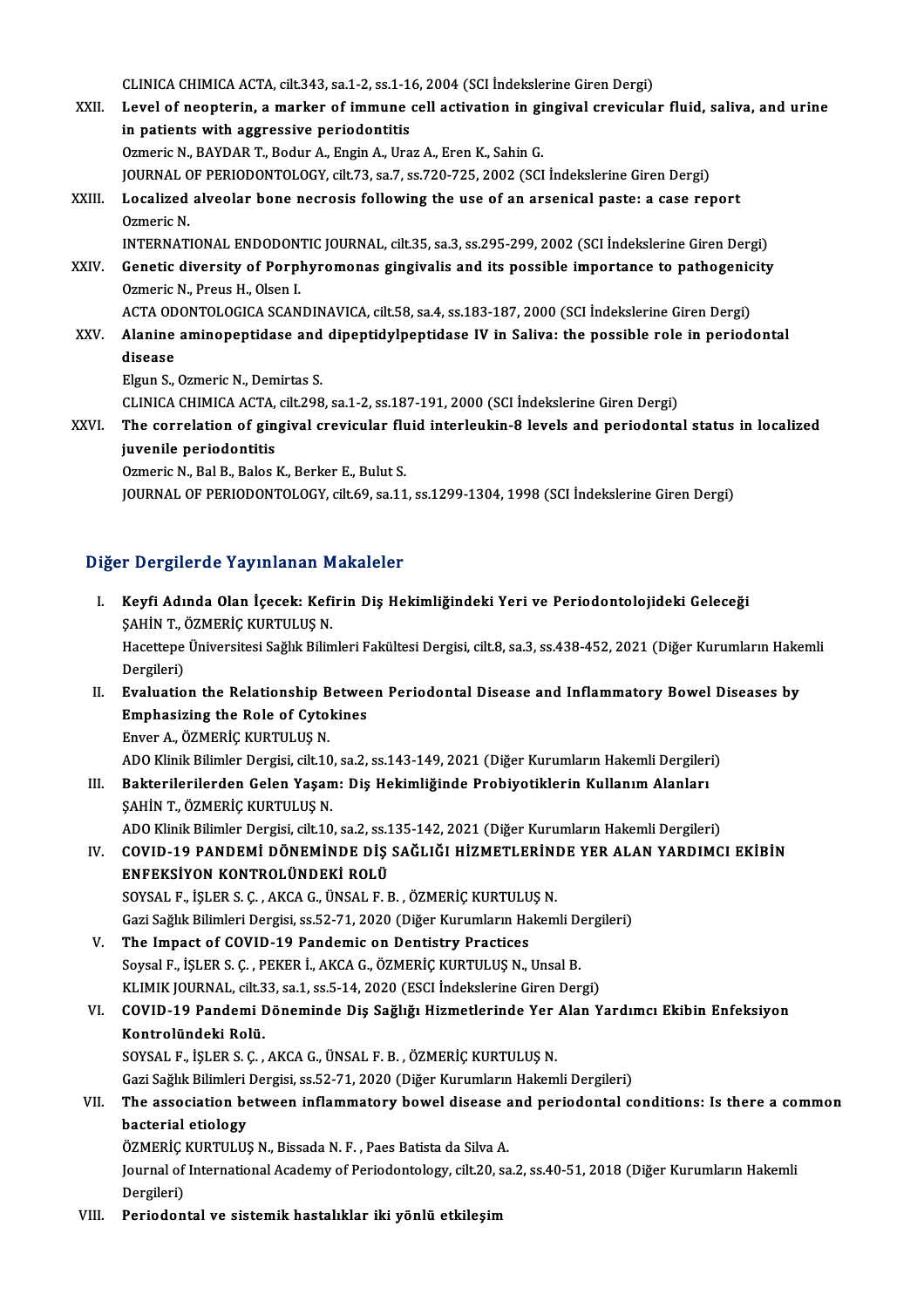CLINICA CHIMICA ACTA, cilt.343, sa.1-2, ss.1-16, 2004 (SCI İndekslerine Giren Dergi)

XXII. **Level of neopterin, a marker of immune cell activation in gingival crevicular fluid, saliva, and urine in patients with aggressive periodontitis**
Ozmeric N., BAYDAR T., Bodur A., Engin A., Uraz A., Eren K., Sahin G.
JOURNAL OF PERIODONTOLOGY, cilt.73, sa.7, ss.720-725, 2002 (SCI İndekslerine Giren Dergi)

XXIII. **Localized alveolar bone necrosis following the use of an arsenical paste: a case report**
Ozmeric N.
INTERNATIONAL ENDODONTIC JOURNAL, cilt.35, sa.3, ss.295-299, 2002 (SCI İndekslerine Giren Dergi)

XXIV. **Genetic diversity of Porphyromonas gingivalis and its possible importance to pathogenicity**
Ozmeric N., Preus H., Olsen I.
ACTA ODONTOLOGICA SCANDINAVICA, cilt.58, sa.4, ss.183-187, 2000 (SCI İndekslerine Giren Dergi)

XXV. **Alanine aminopeptidase and dipeptidylpeptidase IV in Saliva: the possible role in periodontal disease**
Elgun S., Ozmeric N., Demirtas S.
CLINICA CHIMICA ACTA, cilt.298, sa.1-2, ss.187-191, 2000 (SCI İndekslerine Giren Dergi)

XXVI. **The correlation of gingival crevicular fluid interleukin-8 levels and periodontal status in localized juvenile periodontitis**
Ozmeric N., Bal B., Balos K., Berker E., Bulut S.
JOURNAL OF PERIODONTOLOGY, cilt.69, sa.11, ss.1299-1304, 1998 (SCI İndekslerine Giren Dergi)

## Diğer Dergilerde Yayınlanan Makaleler

I. **Keyfi Adında Olan İçecek: Kefirin Diş Hekimliğindeki Yeri ve Periodontolojideki Geleceği**
ŞAHİN T., ÖZMERİÇ KURTULUŞ N.
Hacettepe Üniversitesi Sağlık Bilimleri Fakültesi Dergisi, cilt.8, sa.3, ss.438-452, 2021 (Diğer Kurumların Hakemli Dergileri)

II. **Evaluation the Relationship Between Periodontal Disease and Inflammatory Bowel Diseases by Emphasizing the Role of Cytokines**
Enver A., ÖZMERİÇ KURTULUŞ N.
ADO Klinik Bilimler Dergisi, cilt.10, sa.2, ss.143-149, 2021 (Diğer Kurumların Hakemli Dergileri)

III. **Bakterilerilerden Gelen Yaşam: Diş Hekimliğinde Probiyotiklerin Kullanım Alanları**
ŞAHİN T., ÖZMERİÇ KURTULUŞ N.
ADO Klinik Bilimler Dergisi, cilt.10, sa.2, ss.135-142, 2021 (Diğer Kurumların Hakemli Dergileri)

IV. **COVID-19 PANDEMİ DÖNEMİNDE DİŞ SAĞLIĞI HİZMETLERİNDE YER ALAN YARDIMCI EKİBİN ENFEKSİYON KONTROLÜNDEKİ ROLÜ**
SOYSAL F., İŞLER S. Ç. , AKCA G., ÜNSAL F. B. , ÖZMERİÇ KURTULUŞ N.
Gazi Sağlık Bilimleri Dergisi, ss.52-71, 2020 (Diğer Kurumların Hakemli Dergileri)

V. **The Impact of COVID-19 Pandemic on Dentistry Practices**
Soysal F., İŞLER S. Ç. , PEKER İ., AKCA G., ÖZMERİÇ KURTULUŞ N., Unsal B.
KLIMIK JOURNAL, cilt.33, sa.1, ss.5-14, 2020 (ESCI İndekslerine Giren Dergi)

VI. **COVID-19 Pandemi Döneminde Diş Sağlığı Hizmetlerinde Yer Alan Yardımcı Ekibin Enfeksiyon Kontrolündeki Rolü.**
SOYSAL F., İŞLER S. Ç. , AKCA G., ÜNSAL F. B. , ÖZMERİÇ KURTULUŞ N.
Gazi Sağlık Bilimleri Dergisi, ss.52-71, 2020 (Diğer Kurumların Hakemli Dergileri)

VII. **The association between inflammatory bowel disease and periodontal conditions: Is there a common bacterial etiology**
ÖZMERİÇ KURTULUŞ N., Bissada N. F. , Paes Batista da Silva A.
Journal of International Academy of Periodontology, cilt.20, sa.2, ss.40-51, 2018 (Diğer Kurumların Hakemli Dergileri)

VIII. **Periodontal ve sistemik hastalıklar iki yönlü etkileşim**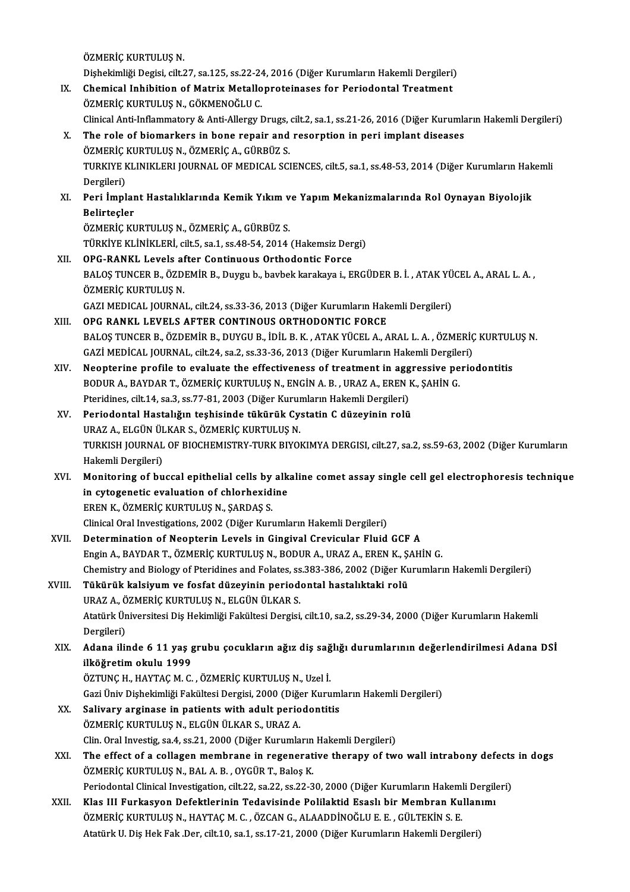ÖZMERİÇ KURTULUŞ N.
Dişhekimliği Degisi, cilt.27, sa.125, ss.22-24, 2016 (Diğer Kurumların Hakemli Dergileri)

IX. **Chemical Inhibition of Matrix Metalloproteinases for Periodontal Treatment**
ÖZMERİÇ KURTULUŞ N., GÖKMENOĞLU C.
Clinical Anti-Inflammatory & Anti-Allergy Drugs, cilt.2, sa.1, ss.21-26, 2016 (Diğer Kurumların Hakemli Dergileri)

X. **The role of biomarkers in bone repair and resorption in peri implant diseases**
ÖZMERİÇ KURTULUŞ N., ÖZMERİÇ A., GÜRBÜZ S.
TURKIYE KLINIKLERI JOURNAL OF MEDICAL SCIENCES, cilt.5, sa.1, ss.48-53, 2014 (Diğer Kurumların Hakemli Dergileri)

XI. **Peri İmplant Hastalıklarında Kemik Yıkım ve Yapım Mekanizmalarında Rol Oynayan Biyolojik Belirteçler**
ÖZMERİÇ KURTULUŞ N., ÖZMERİÇ A., GÜRBÜZ S.
TÜRKİYE KLİNİKLERİ, cilt.5, sa.1, ss.48-54, 2014 (Hakemsiz Dergi)

XII. **OPG-RANKL Levels after Continuous Orthodontic Force**
BALOŞ TUNCER B., ÖZDEMİR B., Duygu b., bavbek karakaya i., ERGÜDER B. İ. , ATAK YÜCEL A., ARAL L. A. , ÖZMERİÇ KURTULUŞ N.
GAZI MEDICAL JOURNAL, cilt.24, ss.33-36, 2013 (Diğer Kurumların Hakemli Dergileri)

XIII. **OPG RANKL LEVELS AFTER CONTINOUS ORTHODONTIC FORCE**
BALOŞ TUNCER B., ÖZDEMİR B., DUYGU B., İDİL B. K. , ATAK YÜCEL A., ARAL L. A. , ÖZMERİÇ KURTULUŞ N.
GAZİ MEDİCAL JOURNAL, cilt.24, sa.2, ss.33-36, 2013 (Diğer Kurumların Hakemli Dergileri)

XIV. **Neopterine profile to evaluate the effectiveness of treatment in aggressive periodontitis**
BODUR A., BAYDAR T., ÖZMERİÇ KURTULUŞ N., ENGİN A. B. , URAZ A., EREN K., ŞAHİN G.
Pteridines, cilt.14, sa.3, ss.77-81, 2003 (Diğer Kurumların Hakemli Dergileri)

XV. **Periodontal Hastalığın teşhisinde tükürük Cystatin C düzeyinin rolü**
URAZ A., ELGÜN ÜLKAR S., ÖZMERİÇ KURTULUŞ N.
TURKISH JOURNAL OF BIOCHEMISTRY-TURK BIYOKIMYA DERGISI, cilt.27, sa.2, ss.59-63, 2002 (Diğer Kurumların Hakemli Dergileri)

XVI. **Monitoring of buccal epithelial cells by alkaline comet assay single cell gel electrophoresis technique in cytogenetic evaluation of chlorhexidine**
EREN K., ÖZMERİÇ KURTULUŞ N., ŞARDAŞ S.
Clinical Oral Investigations, 2002 (Diğer Kurumların Hakemli Dergileri)

XVII. **Determination of Neopterin Levels in Gingival Crevicular Fluid GCF A**
Engin A., BAYDAR T., ÖZMERİÇ KURTULUŞ N., BODUR A., URAZ A., EREN K., ŞAHİN G.
Chemistry and Biology of Pteridines and Folates, ss.383-386, 2002 (Diğer Kurumların Hakemli Dergileri)

XVIII. **Tükürük kalsiyum ve fosfat düzeyinin periodontal hastalıktaki rolü**
URAZ A., ÖZMERİÇ KURTULUŞ N., ELGÜN ÜLKAR S.
Atatürk Üniversitesi Diş Hekimliği Fakültesi Dergisi, cilt.10, sa.2, ss.29-34, 2000 (Diğer Kurumların Hakemli Dergileri)

XIX. **Adana ilinde 6 11 yaş grubu çocukların ağız diş sağlığı durumlarının değerlendirilmesi Adana DSİ ilköğretim okulu 1999**
ÖZTUNÇ H., HAYTAÇ M. C. , ÖZMERİÇ KURTULUŞ N., Uzel İ.
Gazi Üniv Dişhekimliği Fakültesi Dergisi, 2000 (Diğer Kurumların Hakemli Dergileri)

XX. **Salivary arginase in patients with adult periodontitis**
ÖZMERİÇ KURTULUŞ N., ELGÜN ÜLKAR S., URAZ A.
Clin. Oral Investig, sa.4, ss.21, 2000 (Diğer Kurumların Hakemli Dergileri)

XXI. **The effect of a collagen membrane in regenerative therapy of two wall intrabony defects in dogs**
ÖZMERİÇ KURTULUŞ N., BAL A. B. , OYGÜR T., Baloş K.
Periodontal Clinical Investigation, cilt.22, sa.22, ss.22-30, 2000 (Diğer Kurumların Hakemli Dergileri)

XXII. **Klas III Furkasyon Defektlerinin Tedavisinde Polilaktid Esaslı bir Membran Kullanımı**
ÖZMERİÇ KURTULUŞ N., HAYTAÇ M. C. , ÖZCAN G., ALAADDİNOĞLU E. E. , GÜLTEKİN S. E.
Atatürk U. Diş Hek Fak .Der, cilt.10, sa.1, ss.17-21, 2000 (Diğer Kurumların Hakemli Dergileri)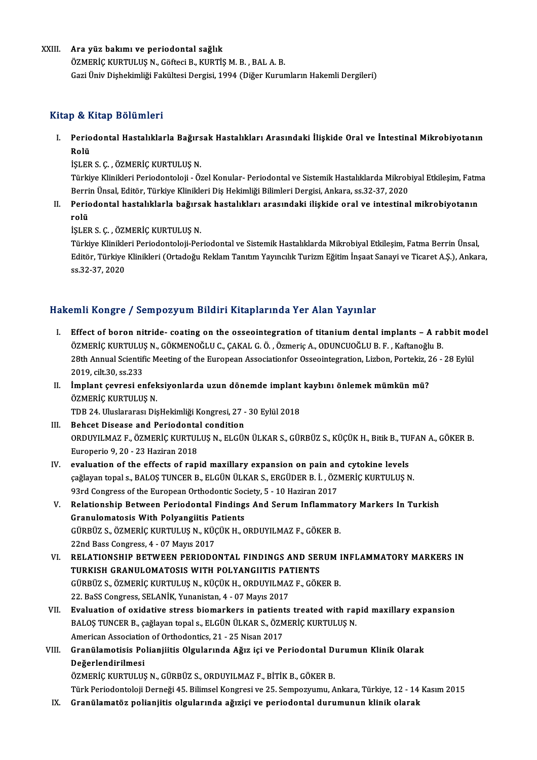XXIII. **Ara yüz bakımı ve periodontal sağlık**
ÖZMERİÇ KURTULUŞ N., Göfteci B., KURTİŞ M. B. , BAL A. B.
Gazi Üniv Dişhekimliği Fakültesi Dergisi, 1994 (Diğer Kurumların Hakemli Dergileri)

## Kitap & Kitap Bölümleri

I. **Periodontal Hastalıklarla Bağırsak Hastalıkları Arasındaki İlişkide Oral ve İntestinal Mikrobiyotanın Rolü**
İŞLER S. Ç. , ÖZMERİÇ KURTULUŞ N.
Türkiye Klinikleri Periodontoloji - Özel Konular- Periodontal ve Sistemik Hastalıklarda Mikrobiyal Etkileşim, Fatma Berrin Ünsal, Editör, Türkiye Klinikleri Diş Hekimliği Bilimleri Dergisi, Ankara, ss.32-37, 2020

II. **Periodontal hastalıklarla bağırsak hastalıkları arasındaki ilişkide oral ve intestinal mikrobiyotanın rolü**
İŞLER S. Ç. , ÖZMERİÇ KURTULUŞ N.
Türkiye Klinikleri Periodontoloji-Periodontal ve Sistemik Hastalıklarda Mikrobiyal Etkileşim, Fatma Berrin Ünsal, Editör, Türkiye Klinikleri (Ortadoğu Reklam Tanıtım Yayıncılık Turizm Eğitim İnşaat Sanayi ve Ticaret A.Ş.), Ankara, ss.32-37, 2020

## Hakemli Kongre / Sempozyum Bildiri Kitaplarında Yer Alan Yayınlar

I. **Effect of boron nitride- coating on the osseointegration of titanium dental implants – A rabbit model**
ÖZMERİÇ KURTULUŞ N., GÖKMENOĞLU C., ÇAKAL G. Ö. , Özmeriç A., ODUNCUOĞLU B. F. , Kaftanoğlu B.
28th Annual Scientific Meeting of the European Associationfor Osseointegration, Lizbon, Portekiz, 26 - 28 Eylül 2019, cilt.30, ss.233

II. **İmplant çevresi enfeksiyonlarda uzun dönemde implant kaybını önlemek mümkün mü?**
ÖZMERİÇ KURTULUŞ N.
TDB 24. Uluslararası DişHekimliği Kongresi, 27 - 30 Eylül 2018

III. **Behcet Disease and Periodontal condition**
ORDUYILMAZ F., ÖZMERİÇ KURTULUŞ N., ELGÜN ÜLKAR S., GÜRBÜZ S., KÜÇÜK H., Bitik B., TUFAN A., GÖKER B.
Europerio 9, 20 - 23 Haziran 2018

IV. **evaluation of the effects of rapid maxillary expansion on pain and cytokine levels**
çağlayan topal s., BALOŞ TUNCER B., ELGÜN ÜLKAR S., ERGÜDER B. İ. , ÖZMERİÇ KURTULUŞ N.
93rd Congress of the European Orthodontic Society, 5 - 10 Haziran 2017

V. **Relationship Between Periodontal Findings And Serum Inflammatory Markers In Turkish Granulomatosis With Polyangiitis Patients**
GÜRBÜZ S., ÖZMERİÇ KURTULUŞ N., KÜÇÜK H., ORDUYILMAZ F., GÖKER B.
22nd Bass Congress, 4 - 07 Mayıs 2017

VI. **RELATIONSHIP BETWEEN PERIODONTAL FINDINGS AND SERUM INFLAMMATORY MARKERS IN TURKISH GRANULOMATOSIS WITH POLYANGIITIS PATIENTS**
GÜRBÜZ S., ÖZMERİÇ KURTULUŞ N., KÜÇÜK H., ORDUYILMAZ F., GÖKER B.
22. BaSS Congress, SELANİK, Yunanistan, 4 - 07 Mayıs 2017

VII. **Evaluation of oxidative stress biomarkers in patients treated with rapid maxillary expansion**
BALOŞ TUNCER B., çağlayan topal s., ELGÜN ÜLKAR S., ÖZMERİÇ KURTULUŞ N.
American Association of Orthodontics, 21 - 25 Nisan 2017

VIII. **Granülamotisis Polianjiitis Olgularında Ağız içi ve Periodontal Durumun Klinik Olarak Değerlendirilmesi**
ÖZMERİÇ KURTULUŞ N., GÜRBÜZ S., ORDUYILMAZ F., BİTİK B., GÖKER B.
Türk Periodontoloji Derneği 45. Bilimsel Kongresi ve 25. Sempozyumu, Ankara, Türkiye, 12 - 14 Kasım 2015

IX. **Granülamatöz polianjitis olgularında ağıziçi ve periodontal durumunun klinik olarak**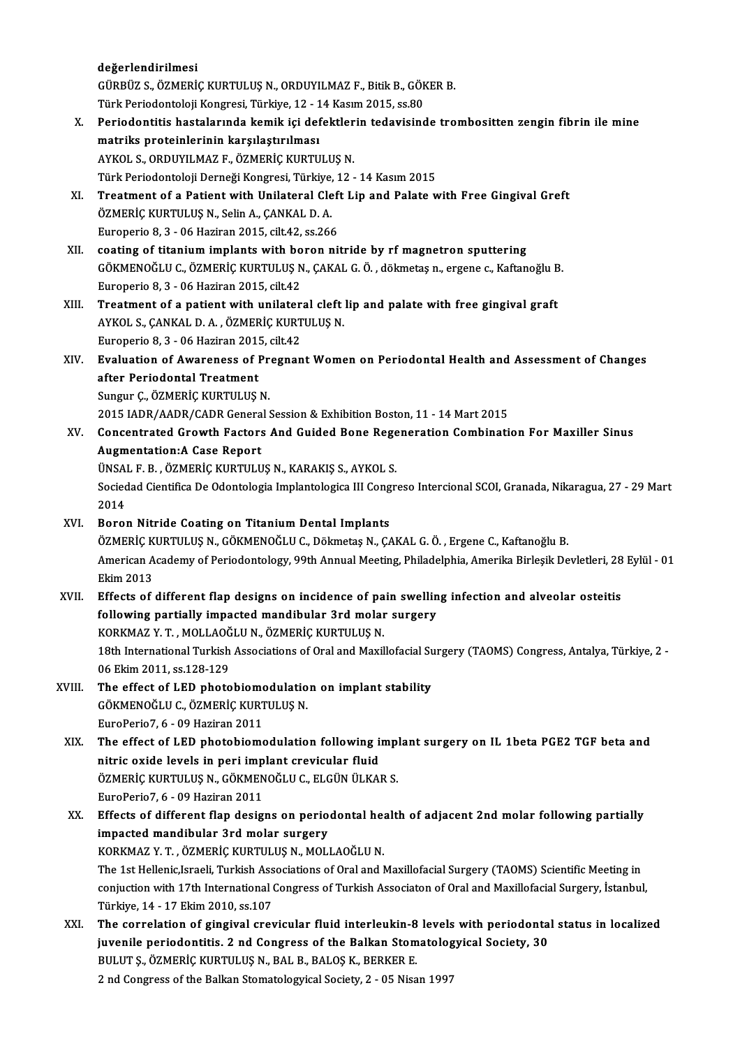değerlendirilmesi
GÜRBÜZ S., ÖZMERİÇ KURTULUŞ N., ORDUYILMAZ F., Bitik B., GÖKER B.
Türk Periodontoloji Kongresi, Türkiye, 12 - 14 Kasım 2015, ss.80

X. **Periodontitis hastalarında kemik içi defektlerin tedavisinde trombositten zengin fibrin ile mine matriks proteinlerinin karşılaştırılması**
AYKOL S., ORDUYILMAZ F., ÖZMERİÇ KURTULUŞ N.
Türk Periodontoloji Derneği Kongresi, Türkiye, 12 - 14 Kasım 2015

XI. **Treatment of a Patient with Unilateral Cleft Lip and Palate with Free Gingival Greft**
ÖZMERİÇ KURTULUŞ N., Selin A., ÇANKAL D. A.
Europerio 8, 3 - 06 Haziran 2015, cilt.42, ss.266

XII. **coating of titanium implants with boron nitride by rf magnetron sputtering**
GÖKMENOĞLU C., ÖZMERİÇ KURTULUŞ N., ÇAKAL G. Ö. , dökmetaş n., ergene c., Kaftanoğlu B.
Europerio 8, 3 - 06 Haziran 2015, cilt.42

XIII. **Treatment of a patient with unilateral cleft lip and palate with free gingival graft**
AYKOL S., ÇANKAL D. A. , ÖZMERİÇ KURTULUŞ N.
Europerio 8, 3 - 06 Haziran 2015, cilt.42

XIV. **Evaluation of Awareness of Pregnant Women on Periodontal Health and Assessment of Changes after Periodontal Treatment**
Sungur Ç., ÖZMERİÇ KURTULUŞ N.
2015 IADR/AADR/CADR General Session & Exhibition Boston, 11 - 14 Mart 2015

XV. **Concentrated Growth Factors And Guided Bone Regeneration Combination For Maxiller Sinus Augmentation:A Case Report**
ÜNSAL F. B. , ÖZMERİÇ KURTULUŞ N., KARAKIŞ S., AYKOL S.
Sociedad Cientifica De Odontologia Implantologica III Congreso Intercional SCOI, Granada, Nikaragua, 27 - 29 Mart 2014

XVI. **Boron Nitride Coating on Titanium Dental Implants**
ÖZMERİÇ KURTULUŞ N., GÖKMENOĞLU C., Dökmetaş N., ÇAKAL G. Ö. , Ergene C., Kaftanoğlu B.
American Academy of Periodontology, 99th Annual Meeting, Philadelphia, Amerika Birleşik Devletleri, 28 Eylül - 01 Ekim 2013

XVII. **Effects of different flap designs on incidence of pain swelling infection and alveolar osteitis following partially impacted mandibular 3rd molar surgery**
KORKMAZ Y. T. , MOLLAOĞLU N., ÖZMERİÇ KURTULUŞ N.
18th International Turkish Associations of Oral and Maxillofacial Surgery (TAOMS) Congress, Antalya, Türkiye, 2 - 06 Ekim 2011, ss.128-129

XVIII. **The effect of LED photobiomodulation on implant stability**
GÖKMENOĞLU C., ÖZMERİÇ KURTULUŞ N.
EuroPerio7, 6 - 09 Haziran 2011

XIX. **The effect of LED photobiomodulation following implant surgery on IL 1beta PGE2 TGF beta and nitric oxide levels in peri implant crevicular fluid**
ÖZMERİÇ KURTULUŞ N., GÖKMENOĞLU C., ELGÜN ÜLKAR S.
EuroPerio7, 6 - 09 Haziran 2011

XX. **Effects of different flap designs on periodontal health of adjacent 2nd molar following partially impacted mandibular 3rd molar surgery**
KORKMAZ Y. T. , ÖZMERİÇ KURTULUŞ N., MOLLAOĞLU N.
The 1st Hellenic,Israeli, Turkish Associations of Oral and Maxillofacial Surgery (TAOMS) Scientific Meeting in conjuction with 17th International Congress of Turkish Associaton of Oral and Maxillofacial Surgery, İstanbul, Türkiye, 14 - 17 Ekim 2010, ss.107

XXI. **The correlation of gingival crevicular fluid interleukin-8 levels with periodontal status in localized juvenile periodontitis. 2 nd Congress of the Balkan Stomatologyical Society, 30**
BULUT Ş., ÖZMERİÇ KURTULUŞ N., BAL B., BALOŞ K., BERKER E.
2 nd Congress of the Balkan Stomatologyical Society, 2 - 05 Nisan 1997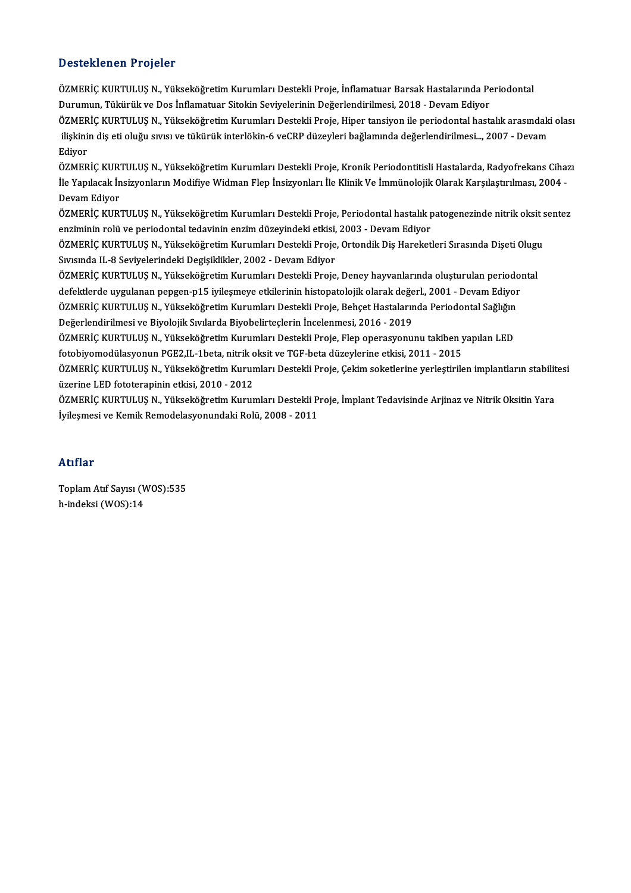## Desteklenen Projeler

ÖZMERİÇ KURTULUŞ N., Yükseköğretim Kurumları Destekli Proje, İnflamatuar Barsak Hastalarında Periodontal Durumun, Tükürük ve Dos İnflamatuar Sitokin Seviyelerinin Değerlendirilmesi, 2018 - Devam Ediyor

ÖZMERİÇ KURTULUŞ N., Yükseköğretim Kurumları Destekli Proje, Hiper tansiyon ile periodontal hastalık arasındaki olası ilişkinin diş eti oluğu sıvısı ve tükürük interlökin-6 veCRP düzeyleri bağlamında değerlendirilmesi..., 2007 - Devam Ediyor

ÖZMERİÇ KURTULUŞ N., Yükseköğretim Kurumları Destekli Proje, Kronik Periodontitisli Hastalarda, Radyofrekans Cihazı İle Yapılacak İnsizyonların Modifiye Widman Flep İnsizyonları İle Klinik Ve İmmünolojik Olarak Karşılaştırılması, 2004 - Devam Ediyor

ÖZMERİÇ KURTULUŞ N., Yükseköğretim Kurumları Destekli Proje, Periodontal hastalık patogenezinde nitrik oksit sentez enziminin rolü ve periodontal tedavinin enzim düzeyindeki etkisi, 2003 - Devam Ediyor

ÖZMERİÇ KURTULUŞ N., Yükseköğretim Kurumları Destekli Proje, Ortondik Diş Hareketleri Sırasında Dişeti Olugu Sıvısında IL-8 Seviyelerindeki Degişiklikler, 2002 - Devam Ediyor

ÖZMERİÇ KURTULUŞ N., Yükseköğretim Kurumları Destekli Proje, Deney hayvanlarında oluşturulan periodontal defektlerde uygulanan pepgen-p15 iyileşmeye etkilerinin histopatolojik olarak değerl., 2001 - Devam Ediyor

ÖZMERİÇ KURTULUŞ N., Yükseköğretim Kurumları Destekli Proje, Behçet Hastalarında Periodontal Sağlığın Değerlendirilmesi ve Biyolojik Sıvılarda Biyobelirteçlerin İncelenmesi, 2016 - 2019

ÖZMERİÇ KURTULUŞ N., Yükseköğretim Kurumları Destekli Proje, Flep operasyonunu takiben yapılan LED fotobiyomodülasyonun PGE2,IL-1beta, nitrik oksit ve TGF-beta düzeylerine etkisi, 2011 - 2015

ÖZMERİÇ KURTULUŞ N., Yükseköğretim Kurumları Destekli Proje, Çekim soketlerine yerleştirilen implantların stabilitesi üzerine LED fototerapinin etkisi, 2010 - 2012

ÖZMERİÇ KURTULUŞ N., Yükseköğretim Kurumları Destekli Proje, İmplant Tedavisinde Arjinaz ve Nitrik Oksitin Yara İyileşmesi ve Kemik Remodelasyonundaki Rolü, 2008 - 2011

## Atıflar

Toplam Atıf Sayısı (WOS):535

h-indeksi (WOS):14